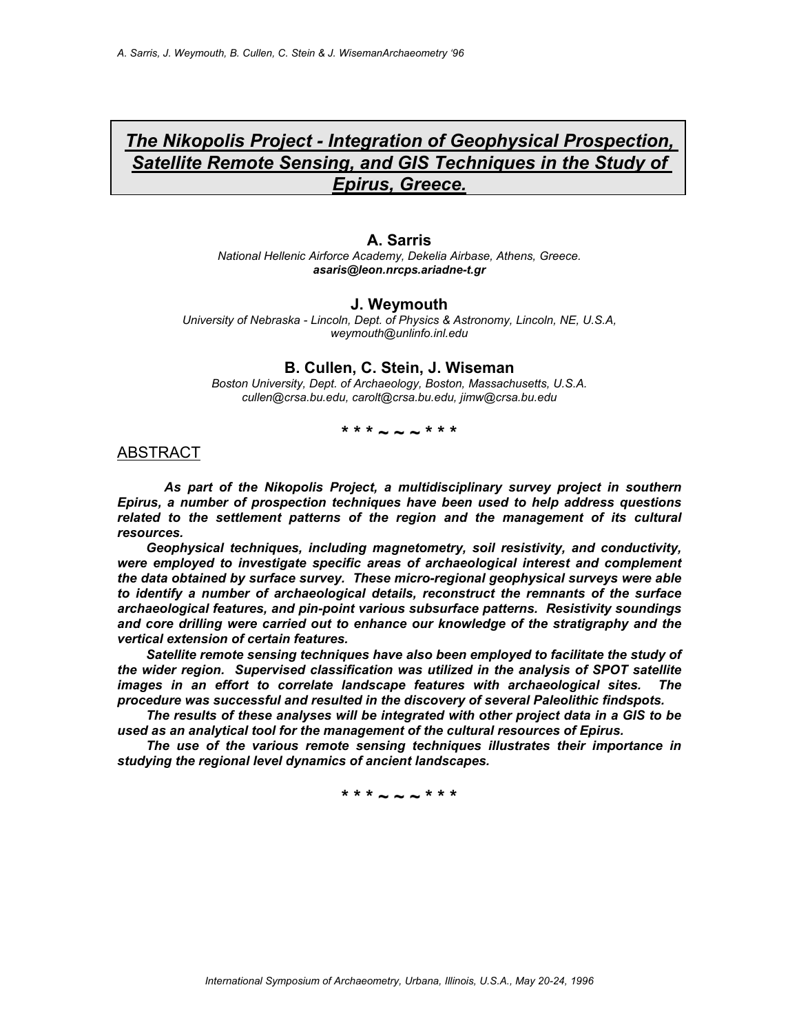# *The Nikopolis Project - Integration of Geophysical Prospection, Satellite Remote Sensing, and GIS Techniques in the Study of Epirus, Greece.*

**A. Sarris**

*National Hellenic Airforce Academy, Dekelia Airbase, Athens, Greece.*
***asaris@leon.nrcps.ariadne-t.gr***

**J. Weymouth**

*University of Nebraska - Lincoln, Dept. of Physics & Astronomy, Lincoln, NE, U.S.A,*
*weymouth@unlinfo.inl.edu*

**B. Cullen, C. Stein, J. Wiseman**

*Boston University, Dept. of Archaeology, Boston, Massachusetts, U.S.A.*
*cullen@crsa.bu.edu, carolt@crsa.bu.edu, jimw@crsa.bu.edu*

\* \* \* ~ ~ ~ \* \* \*

## ABSTRACT

***As part of the Nikopolis Project, a multidisciplinary survey project in southern Epirus, a number of prospection techniques have been used to help address questions related to the settlement patterns of the region and the management of its cultural resources.***

***Geophysical techniques, including magnetometry, soil resistivity, and conductivity, were employed to investigate specific areas of archaeological interest and complement the data obtained by surface survey. These micro-regional geophysical surveys were able to identify a number of archaeological details, reconstruct the remnants of the surface archaeological features, and pin-point various subsurface patterns. Resistivity soundings and core drilling were carried out to enhance our knowledge of the stratigraphy and the vertical extension of certain features.***

***Satellite remote sensing techniques have also been employed to facilitate the study of the wider region. Supervised classification was utilized in the analysis of SPOT satellite images in an effort to correlate landscape features with archaeological sites. The procedure was successful and resulted in the discovery of several Paleolithic findspots.***

***The results of these analyses will be integrated with other project data in a GIS to be used as an analytical tool for the management of the cultural resources of Epirus.***

***The use of the various remote sensing techniques illustrates their importance in studying the regional level dynamics of ancient landscapes.***

\* \* \* ~ ~ ~ \* \* \*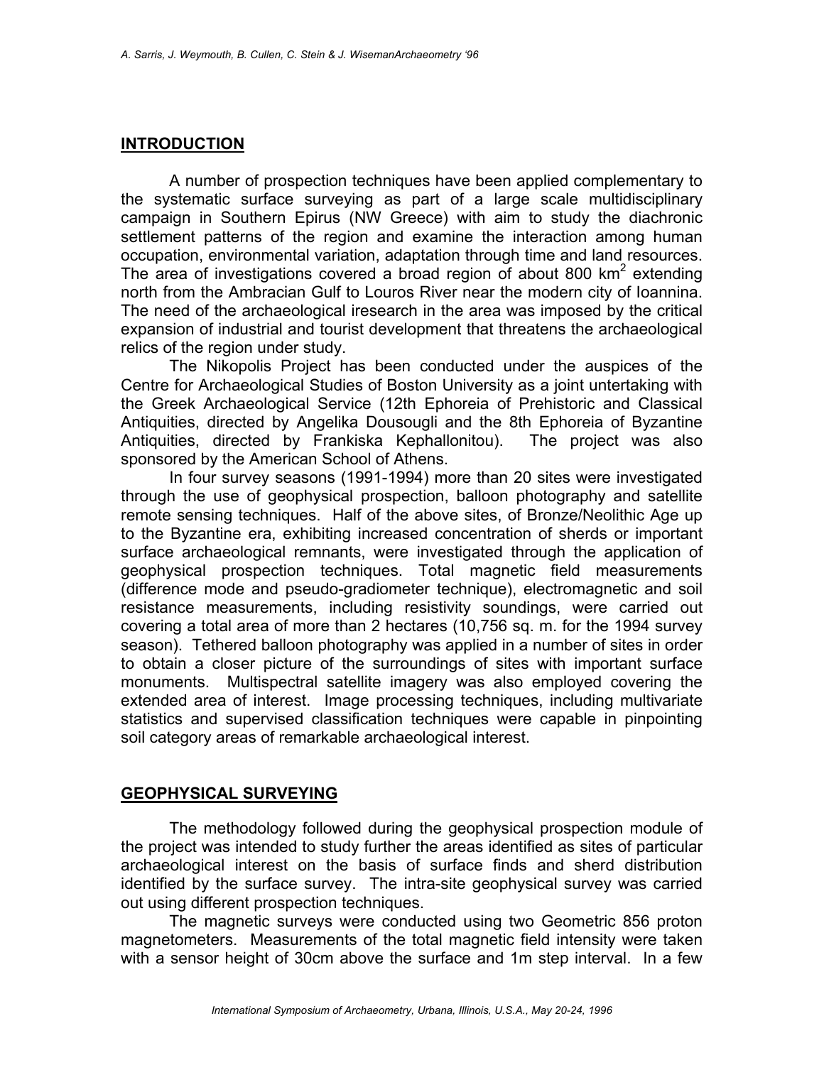## INTRODUCTION

A number of prospection techniques have been applied complementary to the systematic surface surveying as part of a large scale multidisciplinary campaign in Southern Epirus (NW Greece) with aim to study the diachronic settlement patterns of the region and examine the interaction among human occupation, environmental variation, adaptation through time and land resources. The area of investigations covered a broad region of about 800 $km^2$ extending north from the Ambracian Gulf to Louros River near the modern city of Ioannina. The need of the archaeological iresearch in the area was imposed by the critical expansion of industrial and tourist development that threatens the archaeological relics of the region under study.

The Nikopolis Project has been conducted under the auspices of the Centre for Archaeological Studies of Boston University as a joint untertaking with the Greek Archaeological Service (12th Ephoreia of Prehistoric and Classical Antiquities, directed by Angelika Dousougli and the 8th Ephoreia of Byzantine Antiquities, directed by Frankiska Kephallonitou). The project was also sponsored by the American School of Athens.

In four survey seasons (1991-1994) more than 20 sites were investigated through the use of geophysical prospection, balloon photography and satellite remote sensing techniques. Half of the above sites, of Bronze/Neolithic Age up to the Byzantine era, exhibiting increased concentration of sherds or important surface archaeological remnants, were investigated through the application of geophysical prospection techniques. Total magnetic field measurements (difference mode and pseudo-gradiometer technique), electromagnetic and soil resistance measurements, including resistivity soundings, were carried out covering a total area of more than 2 hectares (10,756 sq. m. for the 1994 survey season). Tethered balloon photography was applied in a number of sites in order to obtain a closer picture of the surroundings of sites with important surface monuments. Multispectral satellite imagery was also employed covering the extended area of interest. Image processing techniques, including multivariate statistics and supervised classification techniques were capable in pinpointing soil category areas of remarkable archaeological interest.

## GEOPHYSICAL SURVEYING

The methodology followed during the geophysical prospection module of the project was intended to study further the areas identified as sites of particular archaeological interest on the basis of surface finds and sherd distribution identified by the surface survey. The intra-site geophysical survey was carried out using different prospection techniques.

The magnetic surveys were conducted using two Geometric 856 proton magnetometers. Measurements of the total magnetic field intensity were taken with a sensor height of 30cm above the surface and 1m step interval. In a few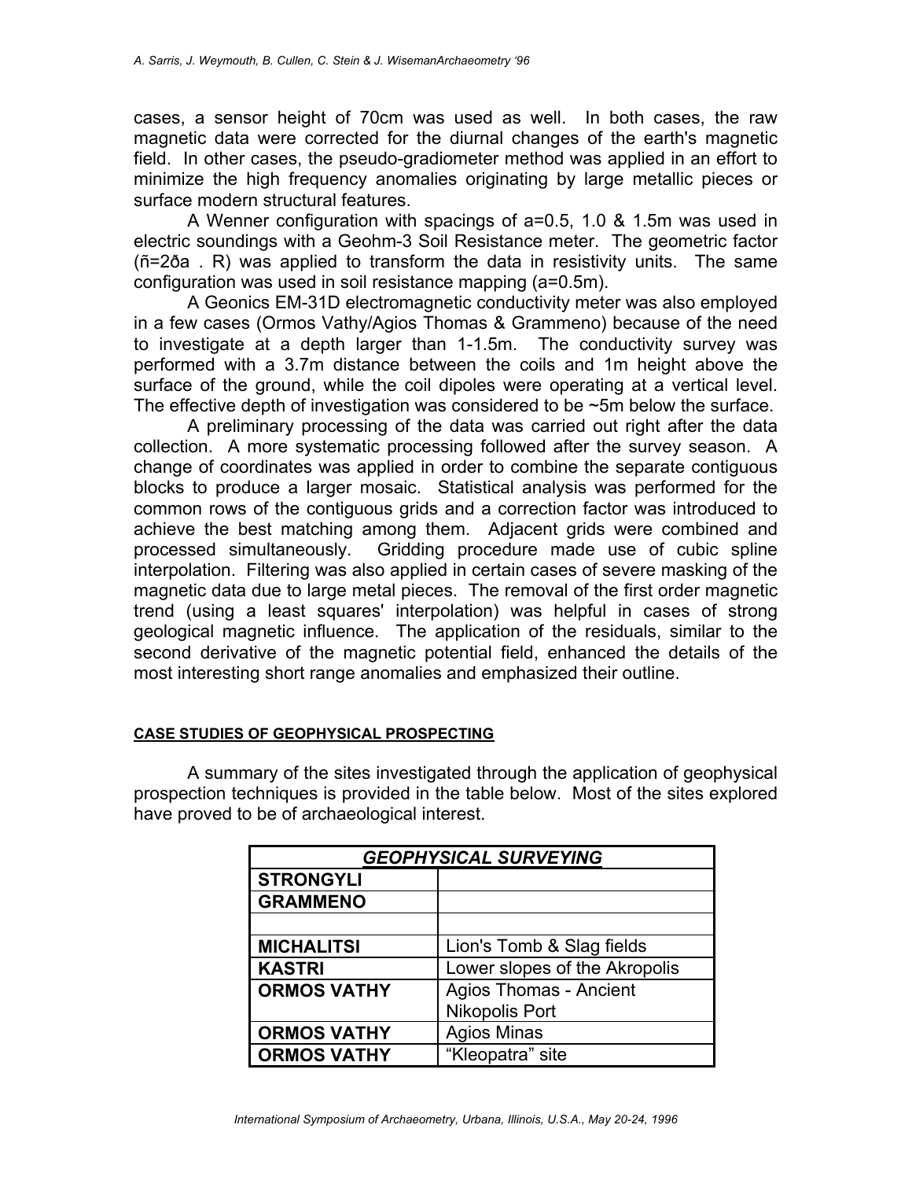cases, a sensor height of 70cm was used as well. In both cases, the raw magnetic data were corrected for the diurnal changes of the earth's magnetic field. In other cases, the pseudo-gradiometer method was applied in an effort to minimize the high frequency anomalies originating by large metallic pieces or surface modern structural features.

A Wenner configuration with spacings of a=0.5, 1.0 & 1.5m was used in electric soundings with a Geohm-3 Soil Resistance meter. The geometric factor (ñ=2ða . R) was applied to transform the data in resistivity units. The same configuration was used in soil resistance mapping (a=0.5m).

A Geonics EM-31D electromagnetic conductivity meter was also employed in a few cases (Ormos Vathy/Agios Thomas & Grammeno) because of the need to investigate at a depth larger than 1-1.5m. The conductivity survey was performed with a 3.7m distance between the coils and 1m height above the surface of the ground, while the coil dipoles were operating at a vertical level. The effective depth of investigation was considered to be ~5m below the surface.

A preliminary processing of the data was carried out right after the data collection. A more systematic processing followed after the survey season. A change of coordinates was applied in order to combine the separate contiguous blocks to produce a larger mosaic. Statistical analysis was performed for the common rows of the contiguous grids and a correction factor was introduced to achieve the best matching among them. Adjacent grids were combined and processed simultaneously. Gridding procedure made use of cubic spline interpolation. Filtering was also applied in certain cases of severe masking of the magnetic data due to large metal pieces. The removal of the first order magnetic trend (using a least squares' interpolation) was helpful in cases of strong geological magnetic influence. The application of the residuals, similar to the second derivative of the magnetic potential field, enhanced the details of the most interesting short range anomalies and emphasized their outline.

## CASE STUDIES OF GEOPHYSICAL PROSPECTING

A summary of the sites investigated through the application of geophysical prospection techniques is provided in the table below. Most of the sites explored have proved to be of archaeological interest.

| ***GEOPHYSICAL SURVEYING*** | |
|---|---|
| **STRONGYLI** | |
| **GRAMMENO** | |
| | |
| **MICHALITSI** | Lion's Tomb & Slag fields |
| **KASTRI** | Lower slopes of the Akropolis |
| **ORMOS VATHY** | Agios Thomas - Ancient Nikopolis Port |
| **ORMOS VATHY** | Agios Minas |
| **ORMOS VATHY** | “Kleopatra” site |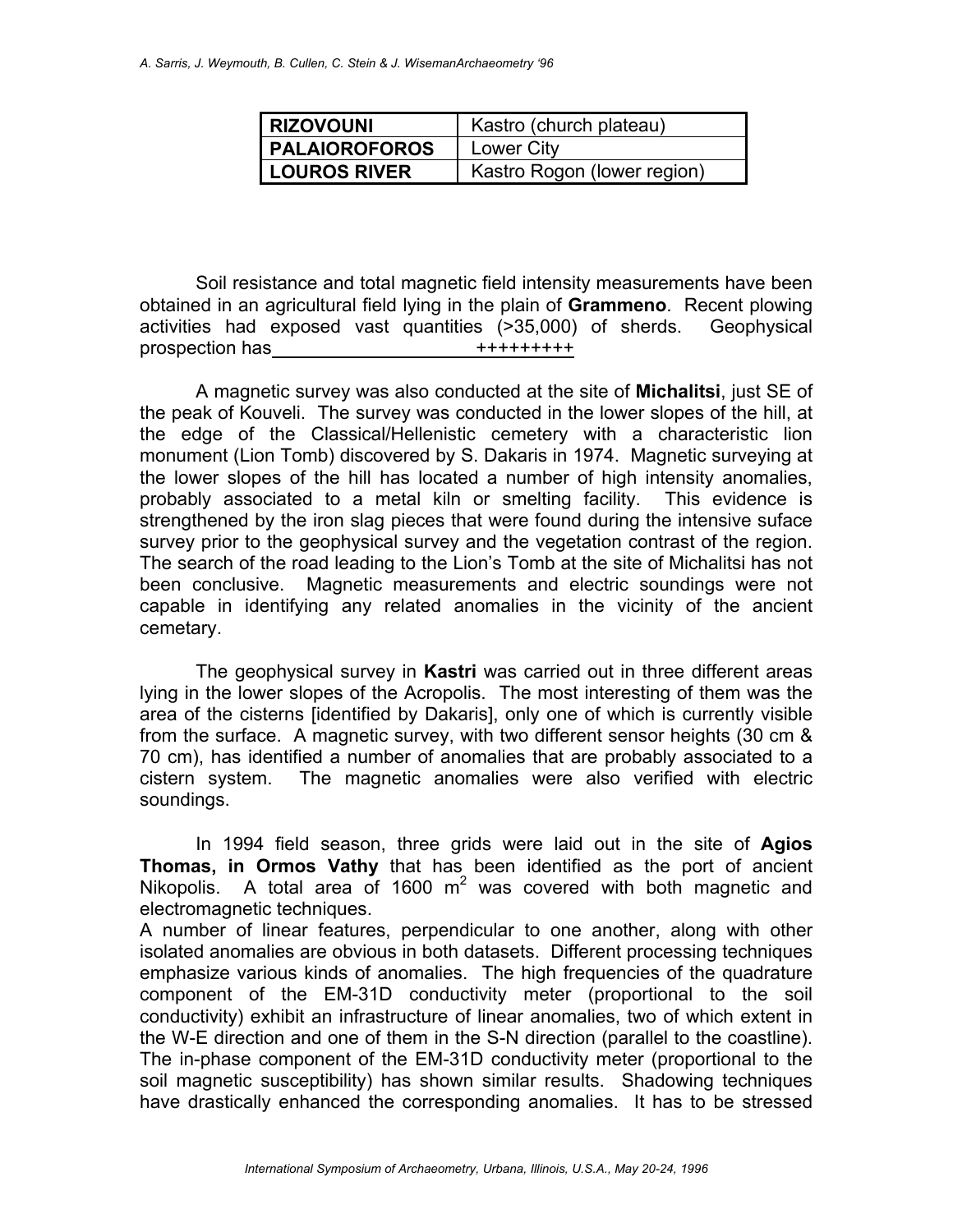| **RIZOVOUNI** | Kastro (church plateau) |
|---|---|
| **PALAIOROFOROS** | Lower City |
| **LOUROS RIVER** | Kastro Rogon (lower region) |

Soil resistance and total magnetic field intensity measurements have been obtained in an agricultural field lying in the plain of **Grammeno**. Recent plowing activities had exposed vast quantities (>35,000) of sherds. Geophysical prospection has ++++++++++

A magnetic survey was also conducted at the site of **Michalitsi**, just SE of the peak of Kouveli. The survey was conducted in the lower slopes of the hill, at the edge of the Classical/Hellenistic cemetery with a characteristic lion monument (Lion Tomb) discovered by S. Dakaris in 1974. Magnetic surveying at the lower slopes of the hill has located a number of high intensity anomalies, probably associated to a metal kiln or smelting facility. This evidence is strengthened by the iron slag pieces that were found during the intensive suface survey prior to the geophysical survey and the vegetation contrast of the region. The search of the road leading to the Lion's Tomb at the site of Michalitsi has not been conclusive. Magnetic measurements and electric soundings were not capable in identifying any related anomalies in the vicinity of the ancient cemetary.

The geophysical survey in **Kastri** was carried out in three different areas lying in the lower slopes of the Acropolis. The most interesting of them was the area of the cisterns [identified by Dakaris], only one of which is currently visible from the surface. A magnetic survey, with two different sensor heights (30 cm & 70 cm), has identified a number of anomalies that are probably associated to a cistern system. The magnetic anomalies were also verified with electric soundings.

In 1994 field season, three grids were laid out in the site of **Agios Thomas, in Ormos Vathy** that has been identified as the port of ancient Nikopolis. A total area of 1600 $m^2$ was covered with both magnetic and electromagnetic techniques.

A number of linear features, perpendicular to one another, along with other isolated anomalies are obvious in both datasets. Different processing techniques emphasize various kinds of anomalies. The high frequencies of the quadrature component of the EM-31D conductivity meter (proportional to the soil conductivity) exhibit an infrastructure of linear anomalies, two of which extent in the W-E direction and one of them in the S-N direction (parallel to the coastline). The in-phase component of the EM-31D conductivity meter (proportional to the soil magnetic susceptibility) has shown similar results. Shadowing techniques have drastically enhanced the corresponding anomalies. It has to be stressed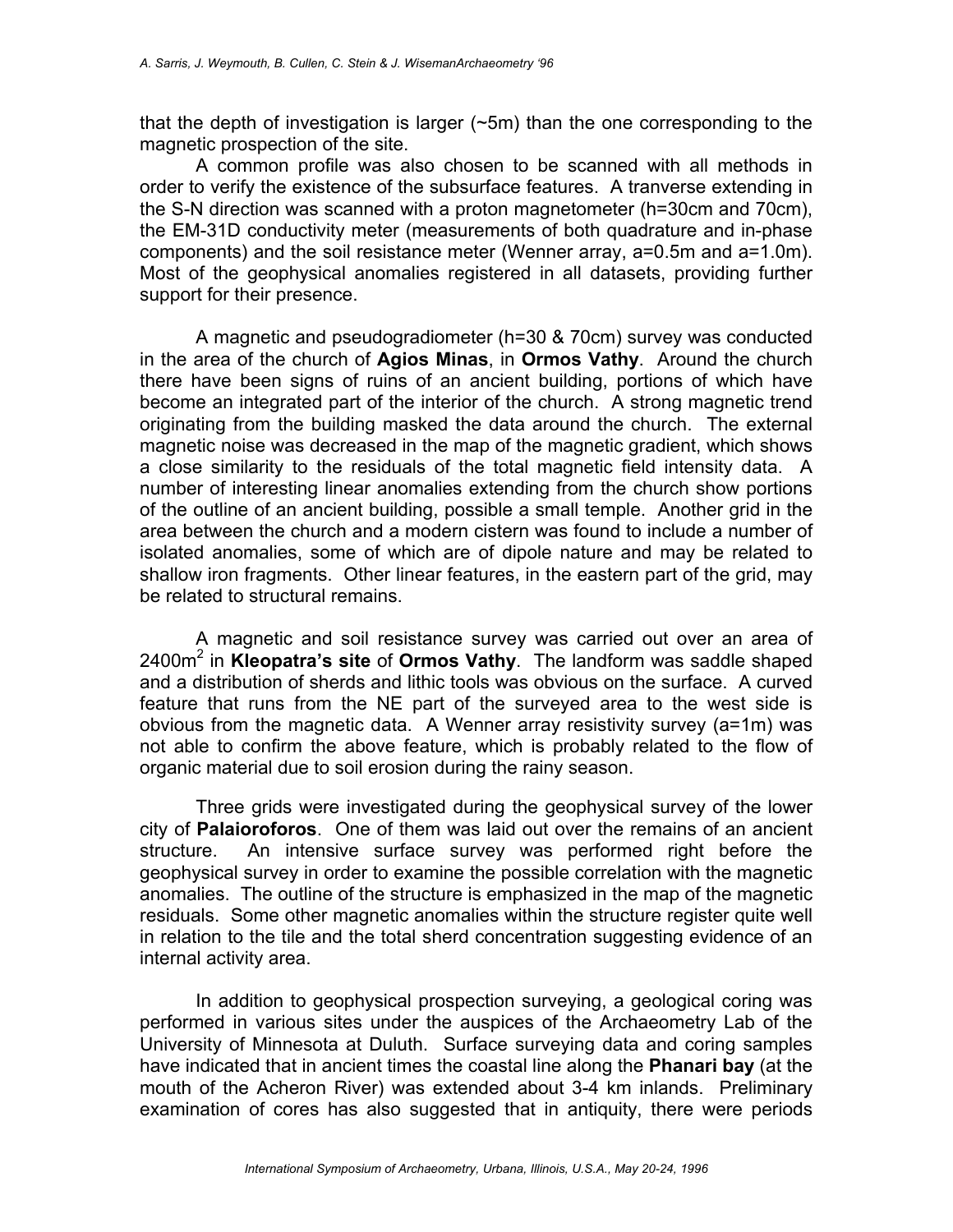that the depth of investigation is larger (~5m) than the one corresponding to the magnetic prospection of the site.

A common profile was also chosen to be scanned with all methods in order to verify the existence of the subsurface features. A tranverse extending in the S-N direction was scanned with a proton magnetometer (h=30cm and 70cm), the EM-31D conductivity meter (measurements of both quadrature and in-phase components) and the soil resistance meter (Wenner array, a=0.5m and a=1.0m). Most of the geophysical anomalies registered in all datasets, providing further support for their presence.

A magnetic and pseudogradiometer (h=30 & 70cm) survey was conducted in the area of the church of **Agios Minas**, in **Ormos Vathy**. Around the church there have been signs of ruins of an ancient building, portions of which have become an integrated part of the interior of the church. A strong magnetic trend originating from the building masked the data around the church. The external magnetic noise was decreased in the map of the magnetic gradient, which shows a close similarity to the residuals of the total magnetic field intensity data. A number of interesting linear anomalies extending from the church show portions of the outline of an ancient building, possible a small temple. Another grid in the area between the church and a modern cistern was found to include a number of isolated anomalies, some of which are of dipole nature and may be related to shallow iron fragments. Other linear features, in the eastern part of the grid, may be related to structural remains.

A magnetic and soil resistance survey was carried out over an area of 2400m$^2$ in **Kleopatra's site** of **Ormos Vathy**. The landform was saddle shaped and a distribution of sherds and lithic tools was obvious on the surface. A curved feature that runs from the NE part of the surveyed area to the west side is obvious from the magnetic data. A Wenner array resistivity survey (a=1m) was not able to confirm the above feature, which is probably related to the flow of organic material due to soil erosion during the rainy season.

Three grids were investigated during the geophysical survey of the lower city of **Palaioroforos**. One of them was laid out over the remains of an ancient structure. An intensive surface survey was performed right before the geophysical survey in order to examine the possible correlation with the magnetic anomalies. The outline of the structure is emphasized in the map of the magnetic residuals. Some other magnetic anomalies within the structure register quite well in relation to the tile and the total sherd concentration suggesting evidence of an internal activity area.

In addition to geophysical prospection surveying, a geological coring was performed in various sites under the auspices of the Archaeometry Lab of the University of Minnesota at Duluth. Surface surveying data and coring samples have indicated that in ancient times the coastal line along the **Phanari bay** (at the mouth of the Acheron River) was extended about 3-4 km inlands. Preliminary examination of cores has also suggested that in antiquity, there were periods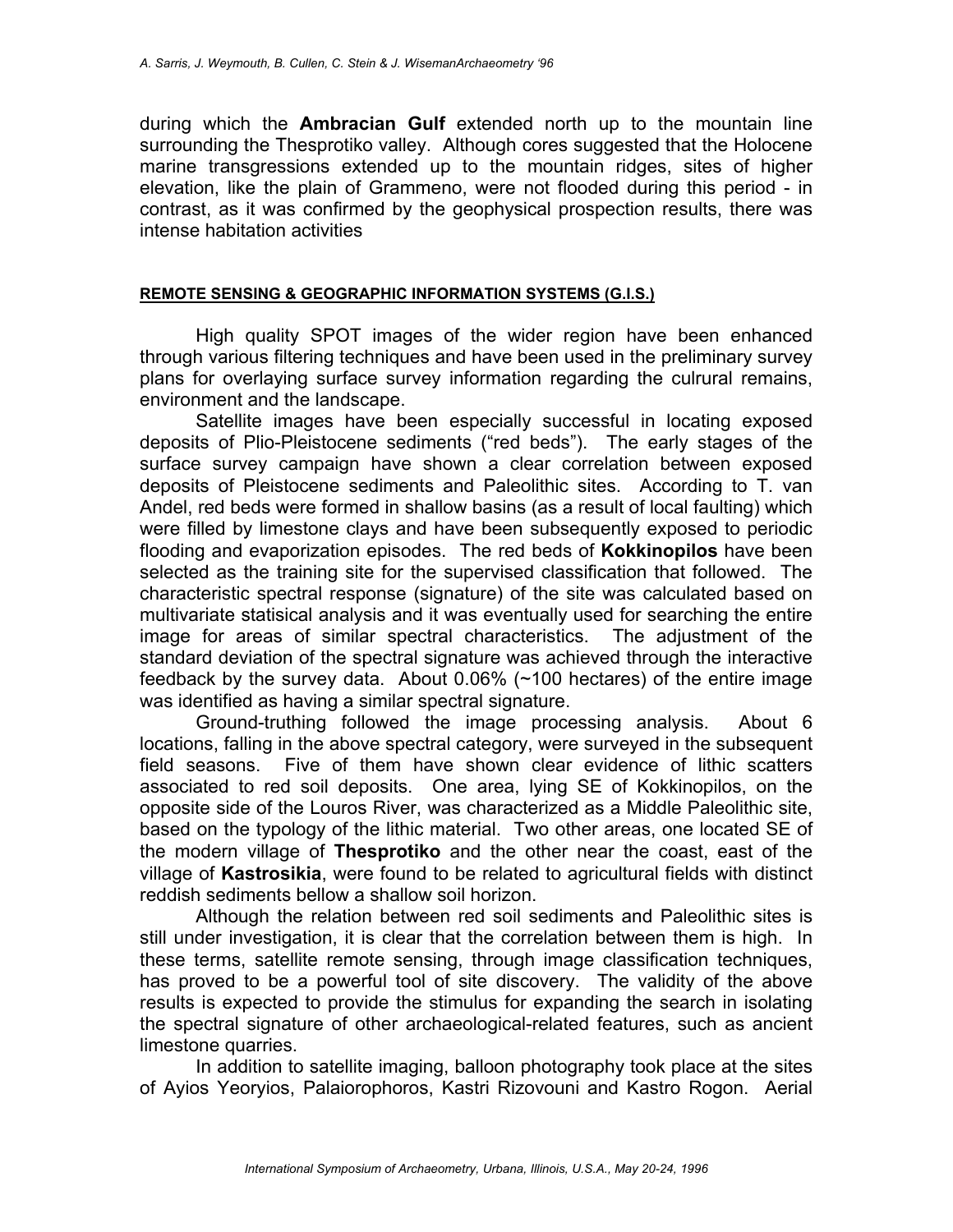during which the **Ambracian Gulf** extended north up to the mountain line surrounding the Thesprotiko valley. Although cores suggested that the Holocene marine transgressions extended up to the mountain ridges, sites of higher elevation, like the plain of Grammeno, were not flooded during this period - in contrast, as it was confirmed by the geophysical prospection results, there was intense habitation activities

## REMOTE SENSING & GEOGRAPHIC INFORMATION SYSTEMS (G.I.S.)

High quality SPOT images of the wider region have been enhanced through various filtering techniques and have been used in the preliminary survey plans for overlaying surface survey information regarding the culrural remains, environment and the landscape.

Satellite images have been especially successful in locating exposed deposits of Plio-Pleistocene sediments ("red beds"). The early stages of the surface survey campaign have shown a clear correlation between exposed deposits of Pleistocene sediments and Paleolithic sites. According to T. van Andel, red beds were formed in shallow basins (as a result of local faulting) which were filled by limestone clays and have been subsequently exposed to periodic flooding and evaporization episodes. The red beds of **Kokkinopilos** have been selected as the training site for the supervised classification that followed. The characteristic spectral response (signature) of the site was calculated based on multivariate statisical analysis and it was eventually used for searching the entire image for areas of similar spectral characteristics. The adjustment of the standard deviation of the spectral signature was achieved through the interactive feedback by the survey data. About 0.06% (~100 hectares) of the entire image was identified as having a similar spectral signature.

Ground-truthing followed the image processing analysis. About 6 locations, falling in the above spectral category, were surveyed in the subsequent field seasons. Five of them have shown clear evidence of lithic scatters associated to red soil deposits. One area, lying SE of Kokkinopilos, on the opposite side of the Louros River, was characterized as a Middle Paleolithic site, based on the typology of the lithic material. Two other areas, one located SE of the modern village of **Thesprotiko** and the other near the coast, east of the village of **Kastrosikia**, were found to be related to agricultural fields with distinct reddish sediments bellow a shallow soil horizon.

Although the relation between red soil sediments and Paleolithic sites is still under investigation, it is clear that the correlation between them is high. In these terms, satellite remote sensing, through image classification techniques, has proved to be a powerful tool of site discovery. The validity of the above results is expected to provide the stimulus for expanding the search in isolating the spectral signature of other archaeological-related features, such as ancient limestone quarries.

In addition to satellite imaging, balloon photography took place at the sites of Ayios Yeoryios, Palaiorophoros, Kastri Rizovouni and Kastro Rogon. Aerial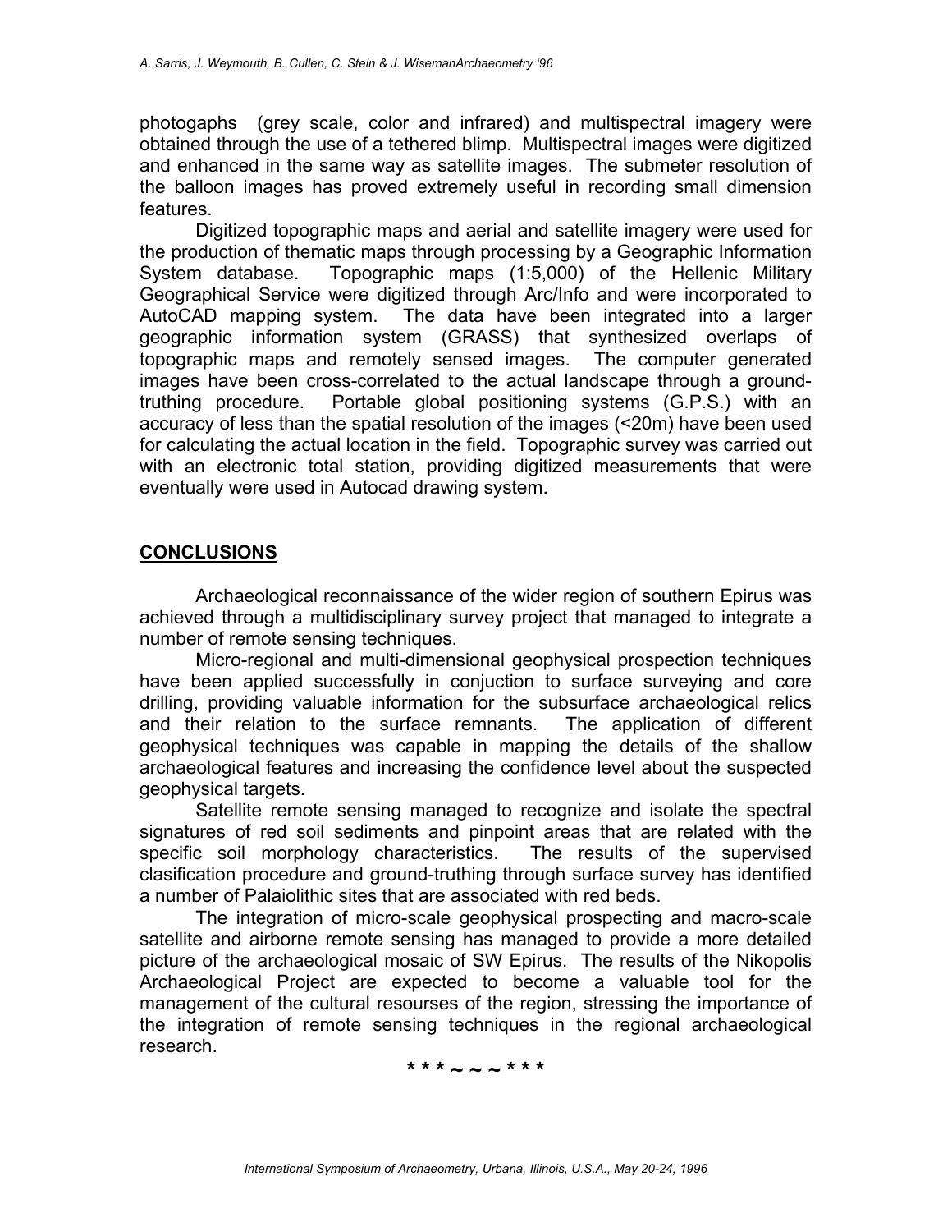photogaphs (grey scale, color and infrared) and multispectral imagery were obtained through the use of a tethered blimp. Multispectral images were digitized and enhanced in the same way as satellite images. The submeter resolution of the balloon images has proved extremely useful in recording small dimension features.

Digitized topographic maps and aerial and satellite imagery were used for the production of thematic maps through processing by a Geographic Information System database. Topographic maps (1:5,000) of the Hellenic Military Geographical Service were digitized through Arc/Info and were incorporated to AutoCAD mapping system. The data have been integrated into a larger geographic information system (GRASS) that synthesized overlaps of topographic maps and remotely sensed images. The computer generated images have been cross-correlated to the actual landscape through a ground-truthing procedure. Portable global positioning systems (G.P.S.) with an accuracy of less than the spatial resolution of the images (<20m) have been used for calculating the actual location in the field. Topographic survey was carried out with an electronic total station, providing digitized measurements that were eventually were used in Autocad drawing system.

## CONCLUSIONS

Archaeological reconnaissance of the wider region of southern Epirus was achieved through a multidisciplinary survey project that managed to integrate a number of remote sensing techniques.

Micro-regional and multi-dimensional geophysical prospection techniques have been applied successfully in conjuction to surface surveying and core drilling, providing valuable information for the subsurface archaeological relics and their relation to the surface remnants. The application of different geophysical techniques was capable in mapping the details of the shallow archaeological features and increasing the confidence level about the suspected geophysical targets.

Satellite remote sensing managed to recognize and isolate the spectral signatures of red soil sediments and pinpoint areas that are related with the specific soil morphology characteristics. The results of the supervised clasification procedure and ground-truthing through surface survey has identified a number of Palaiolithic sites that are associated with red beds.

The integration of micro-scale geophysical prospecting and macro-scale satellite and airborne remote sensing has managed to provide a more detailed picture of the archaeological mosaic of SW Epirus. The results of the Nikopolis Archaeological Project are expected to become a valuable tool for the management of the cultural resourses of the region, stressing the importance of the integration of remote sensing techniques in the regional archaeological research.

\* \* \* ~ ~ ~ \* \* \*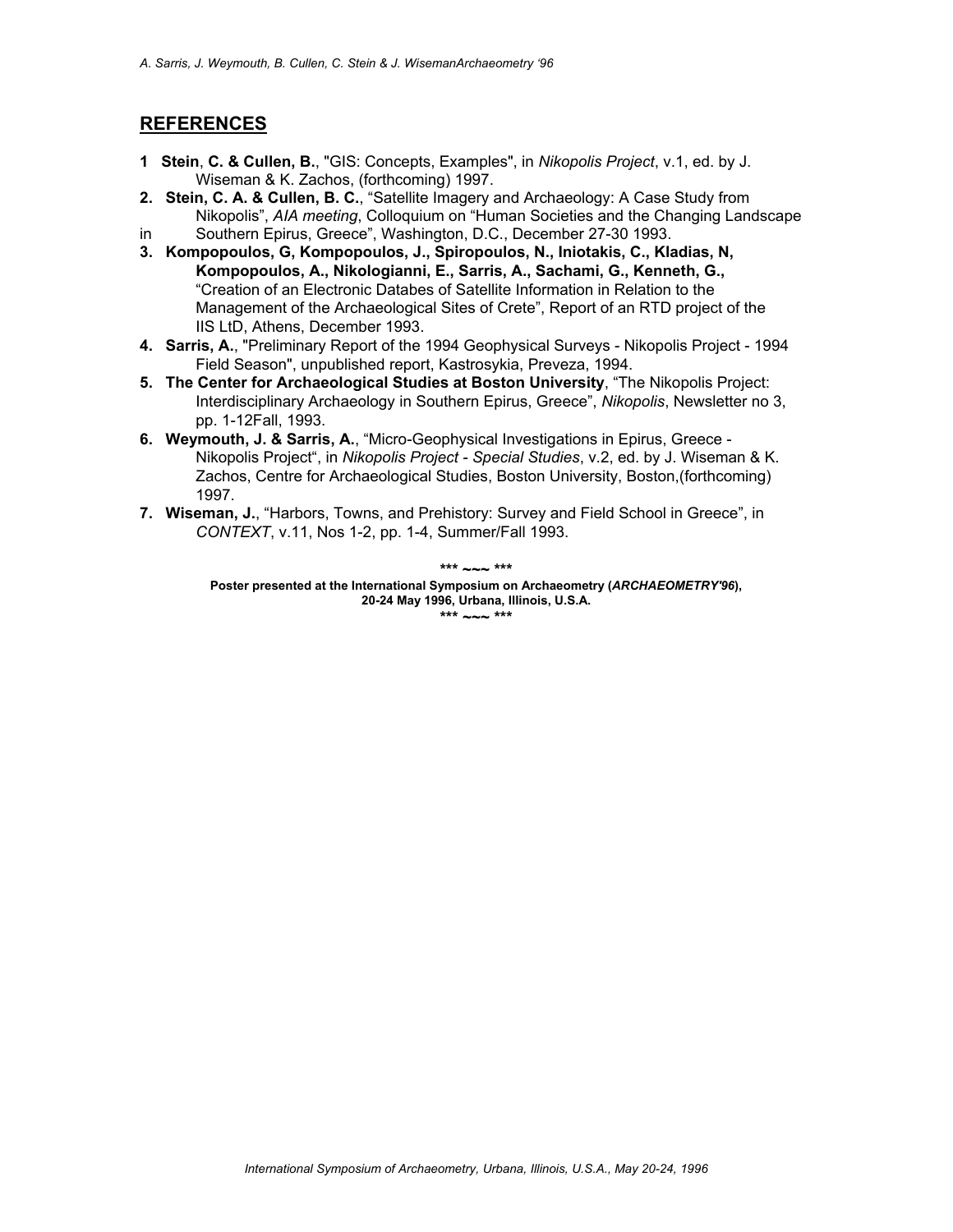## REFERENCES

1. **Stein**, **C. & Cullen, B.**, "GIS: Concepts, Examples", in *Nikopolis Project*, v.1, ed. by J. Wiseman & K. Zachos, (forthcoming) 1997.
2. **Stein, C. A. & Cullen, B. C.**, "Satellite Imagery and Archaeology: A Case Study from Nikopolis", *AIA meeting*, Colloquium on "Human Societies and the Changing Landscape in Southern Epirus, Greece", Washington, D.C., December 27-30 1993.
3. **Kompopoulos, G, Kompopoulos, J., Spiropoulos, N., Iniotakis, C., Kladias, N, Kompopoulos, A., Nikologianni, E., Sarris, A., Sachami, G., Kenneth, G.,** "Creation of an Electronic Databes of Satellite Information in Relation to the Management of the Archaeological Sites of Crete", Report of an RTD project of the IIS LtD, Athens, December 1993.
4. **Sarris, A.**, "Preliminary Report of the 1994 Geophysical Surveys - Nikopolis Project - 1994 Field Season", unpublished report, Kastrosykia, Preveza, 1994.
5. **The Center for Archaeological Studies at Boston University**, "The Nikopolis Project: Interdisciplinary Archaeology in Southern Epirus, Greece", *Nikopolis*, Newsletter no 3, pp. 1-12Fall, 1993.
6. **Weymouth, J. & Sarris, A.**, "Micro-Geophysical Investigations in Epirus, Greece - Nikopolis Project", in *Nikopolis Project - Special Studies*, v.2, ed. by J. Wiseman & K. Zachos, Centre for Archaeological Studies, Boston University, Boston,(forthcoming) 1997.
7. **Wiseman, J.**, "Harbors, Towns, and Prehistory: Survey and Field School in Greece", in *CONTEXT*, v.11, Nos 1-2, pp. 1-4, Summer/Fall 1993.

*** ~~~ ***

**Poster presented at the International Symposium on Archaeometry (*ARCHAEOMETRY'96*), 20-24 May 1996, Urbana, Illinois, U.S.A.**

*** ~~~ ***